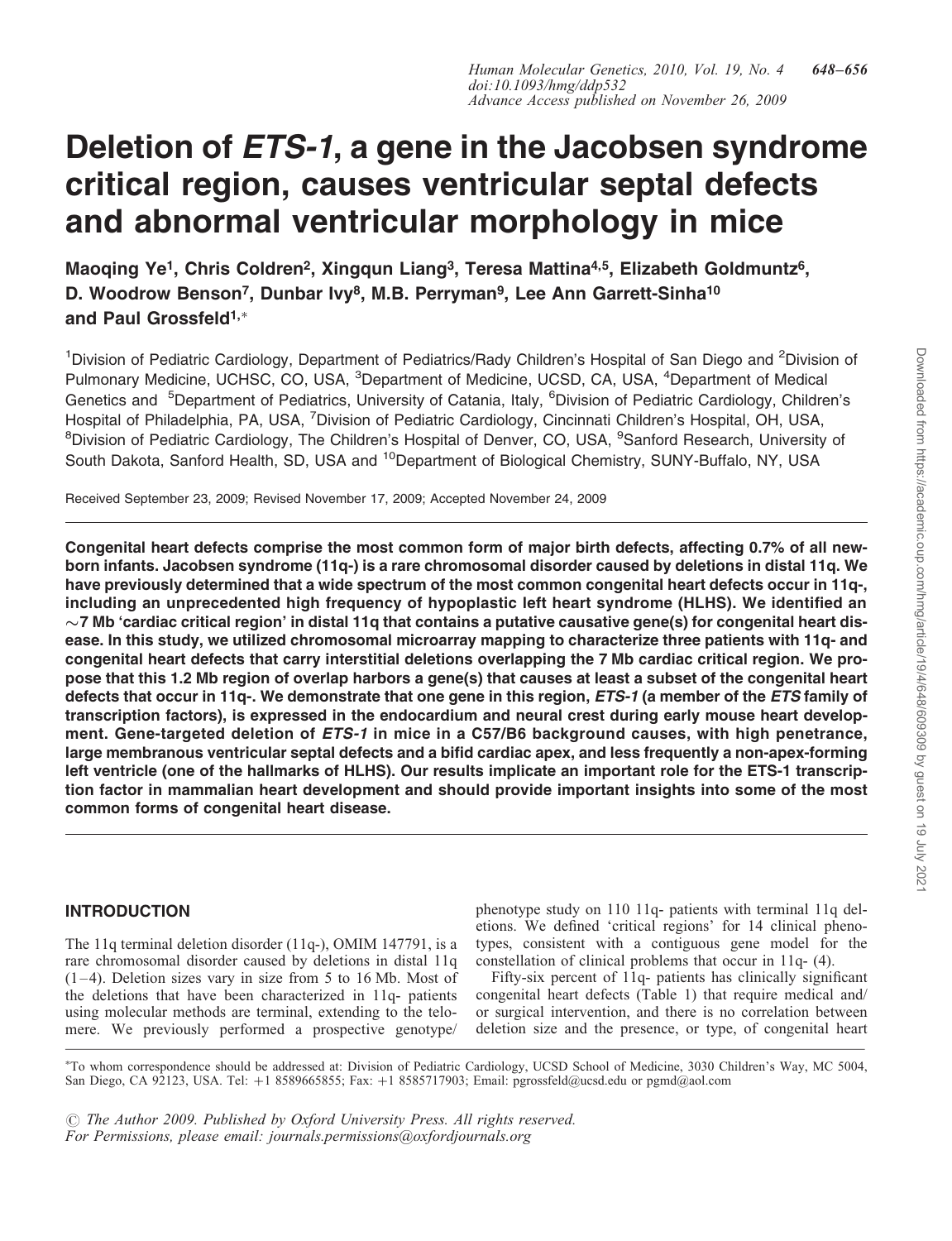# Deletion of *ETS-1*, a gene in the Jacobsen syndrome critical region, causes ventricular septal defects and abnormal ventricular morphology in mice

**Maoqing Ye[1], Chris Coldren[2], Xingqun Liang[3], Teresa Mattina[4,5], Elizabeth Goldmuntz[6], D. Woodrow Benson[7], Dunbar Ivy[8], M.B. Perryman[9], Lee Ann Garrett-Sinha[10] and Paul Grossfeld[1,*]**

[1]Division of Pediatric Cardiology, Department of Pediatrics/Rady Children's Hospital of San Diego and [2]Division of Pulmonary Medicine, UCHSC, CO, USA, [3]Department of Medicine, UCSD, CA, USA, [4]Department of Medical Genetics and [5]Department of Pediatrics, University of Catania, Italy, [6]Division of Pediatric Cardiology, Children's Hospital of Philadelphia, PA, USA, [7]Division of Pediatric Cardiology, Cincinnati Children's Hospital, OH, USA, [8]Division of Pediatric Cardiology, The Children's Hospital of Denver, CO, USA, [9]Sanford Research, University of South Dakota, Sanford Health, SD, USA and [10]Department of Biological Chemistry, SUNY-Buffalo, NY, USA

Received September 23, 2009; Revised November 17, 2009; Accepted November 24, 2009

**Congenital heart defects comprise the most common form of major birth defects, affecting 0.7% of all newborn infants. Jacobsen syndrome (11q-) is a rare chromosomal disorder caused by deletions in distal 11q. We have previously determined that a wide spectrum of the most common congenital heart defects occur in 11q-, including an unprecedented high frequency of hypoplastic left heart syndrome (HLHS). We identified an ~7 Mb 'cardiac critical region' in distal 11q that contains a putative causative gene(s) for congenital heart disease. In this study, we utilized chromosomal microarray mapping to characterize three patients with 11q- and congenital heart defects that carry interstitial deletions overlapping the 7 Mb cardiac critical region. We propose that this 1.2 Mb region of overlap harbors a gene(s) that causes at least a subset of the congenital heart defects that occur in 11q-. We demonstrate that one gene in this region, *ETS-1* (a member of the *ETS* family of transcription factors), is expressed in the endocardium and neural crest during early mouse heart development. Gene-targeted deletion of *ETS-1* in mice in a C57/B6 background causes, with high penetrance, large membranous ventricular septal defects and a bifid cardiac apex, and less frequently a non-apex-forming left ventricle (one of the hallmarks of HLHS). Our results implicate an important role for the ETS-1 transcription factor in mammalian heart development and should provide important insights into some of the most common forms of congenital heart disease.**

## INTRODUCTION

The 11q terminal deletion disorder (11q-), OMIM 147791, is a rare chromosomal disorder caused by deletions in distal 11q (1–4). Deletion sizes vary in size from 5 to 16 Mb. Most of the deletions that have been characterized in 11q- patients using molecular methods are terminal, extending to the telomere. We previously performed a prospective genotype/phenotype study on 110 11q- patients with terminal 11q deletions. We defined 'critical regions' for 14 clinical phenotypes, consistent with a contiguous gene model for the constellation of clinical problems that occur in 11q- (4).

Fifty-six percent of 11q- patients has clinically significant congenital heart defects (Table 1) that require medical and/or surgical intervention, and there is no correlation between deletion size and the presence, or type, of congenital heart

*To whom correspondence should be addressed at: Division of Pediatric Cardiology, UCSD School of Medicine, 3030 Children's Way, MC 5004, San Diego, CA 92123, USA. Tel: +1 8589665855; Fax: +1 8585717903; Email: pgrossfeld@ucsd.edu or pgmd@aol.com

© The Author 2009. Published by Oxford University Press. All rights reserved. For Permissions, please email: journals.permissions@oxfordjournals.org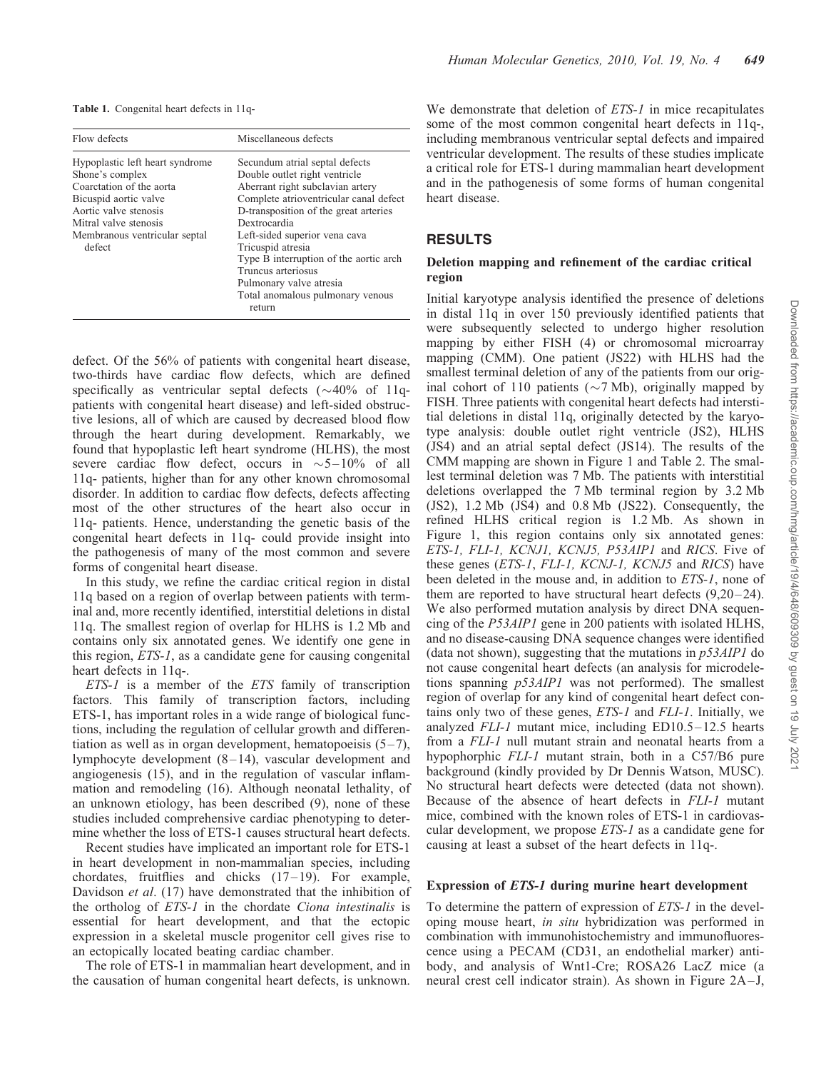**Table 1.** Congenital heart defects in 11q-

| Flow defects | Miscellaneous defects |
|---|---|
| Hypoplastic left heart syndrome | Secundum atrial septal defects |
| Shone's complex | Double outlet right ventricle |
| Coarctation of the aorta | Aberrant right subclavian artery |
| Bicuspid aortic valve | Complete atrioventricular canal defect |
| Aortic valve stenosis | D-transposition of the great arteries |
| Mitral valve stenosis | Dextrocardia |
| Membranous ventricular septal defect | Left-sided superior vena cava |
| | Tricuspid atresia |
| | Type B interruption of the aortic arch |
| | Truncus arteriosus |
| | Pulmonary valve atresia |
| | Total anomalous pulmonary venous return |

defect. Of the 56% of patients with congenital heart disease, two-thirds have cardiac flow defects, which are defined specifically as ventricular septal defects (~40% of 11q- patients with congenital heart disease) and left-sided obstructive lesions, all of which are caused by decreased blood flow through the heart during development. Remarkably, we found that hypoplastic left heart syndrome (HLHS), the most severe cardiac flow defect, occurs in ~5–10% of all 11q- patients, higher than for any other known chromosomal disorder. In addition to cardiac flow defects, defects affecting most of the other structures of the heart also occur in 11q- patients. Hence, understanding the genetic basis of the congenital heart defects in 11q- could provide insight into the pathogenesis of many of the most common and severe forms of congenital heart disease.

In this study, we refine the cardiac critical region in distal 11q based on a region of overlap between patients with terminal and, more recently identified, interstitial deletions in distal 11q. The smallest region of overlap for HLHS is 1.2 Mb and contains only six annotated genes. We identify one gene in this region, *ETS-1*, as a candidate gene for causing congenital heart defects in 11q-.

*ETS-1* is a member of the *ETS* family of transcription factors. This family of transcription factors, including ETS-1, has important roles in a wide range of biological functions, including the regulation of cellular growth and differentiation as well as in organ development, hematopoeisis (5–7), lymphocyte development (8–14), vascular development and angiogenesis (15), and in the regulation of vascular inflammation and remodeling (16). Although neonatal lethality, of an unknown etiology, has been described (9), none of these studies included comprehensive cardiac phenotyping to determine whether the loss of ETS-1 causes structural heart defects.

Recent studies have implicated an important role for ETS-1 in heart development in non-mammalian species, including chordates, fruitflies and chicks (17–19). For example, Davidson *et al*. (17) have demonstrated that the inhibition of the ortholog of *ETS-1* in the chordate *Ciona intestinalis* is essential for heart development, and that the ectopic expression in a skeletal muscle progenitor cell gives rise to an ectopically located beating cardiac chamber.

The role of ETS-1 in mammalian heart development, and in the causation of human congenital heart defects, is unknown. We demonstrate that deletion of *ETS-1* in mice recapitulates some of the most common congenital heart defects in 11q-, including membranous ventricular septal defects and impaired ventricular development. The results of these studies implicate a critical role for ETS-1 during mammalian heart development and in the pathogenesis of some forms of human congenital heart disease.

## RESULTS

### Deletion mapping and refinement of the cardiac critical region

Initial karyotype analysis identified the presence of deletions in distal 11q in over 150 previously identified patients that were subsequently selected to undergo higher resolution mapping by either FISH (4) or chromosomal microarray mapping (CMM). One patient (JS22) with HLHS had the smallest terminal deletion of any of the patients from our original cohort of 110 patients (~7 Mb), originally mapped by FISH. Three patients with congenital heart defects had interstitial deletions in distal 11q, originally detected by the karyotype analysis: double outlet right ventricle (JS2), HLHS (JS4) and an atrial septal defect (JS14). The results of the CMM mapping are shown in Figure 1 and Table 2. The smallest terminal deletion was 7 Mb. The patients with interstitial deletions overlapped the 7 Mb terminal region by 3.2 Mb (JS2), 1.2 Mb (JS4) and 0.8 Mb (JS22). Consequently, the refined HLHS critical region is 1.2 Mb. As shown in Figure 1, this region contains only six annotated genes: *ETS-1, FLI-1, KCNJ1, KCNJ5, P53AIP1* and *RICS*. Five of these genes (*ETS-1*, *FLI-1, KCNJ-1, KCNJ5* and *RICS*) have been deleted in the mouse and, in addition to *ETS-1*, none of them are reported to have structural heart defects (9,20–24). We also performed mutation analysis by direct DNA sequencing of the *P53AIP1* gene in 200 patients with isolated HLHS, and no disease-causing DNA sequence changes were identified (data not shown), suggesting that the mutations in *p53AIP1* do not cause congenital heart defects (an analysis for microdeletions spanning *p53AIP1* was not performed). The smallest region of overlap for any kind of congenital heart defect contains only two of these genes, *ETS-1* and *FLI-1*. Initially, we analyzed *FLI-1* mutant mice, including ED10.5–12.5 hearts from a *FLI-1* null mutant strain and neonatal hearts from a hypophorphic *FLI-1* mutant strain, both in a C57/B6 pure background (kindly provided by Dr Dennis Watson, MUSC). No structural heart defects were detected (data not shown). Because of the absence of heart defects in *FLI-1* mutant mice, combined with the known roles of ETS-1 in cardiovascular development, we propose *ETS-1* as a candidate gene for causing at least a subset of the heart defects in 11q-.

### Expression of *ETS-1* during murine heart development

To determine the pattern of expression of *ETS-1* in the developing mouse heart, *in situ* hybridization was performed in combination with immunohistochemistry and immunofluorescence using a PECAM (CD31, an endothelial marker) antibody, and analysis of Wnt1-Cre; ROSA26 LacZ mice (a neural crest cell indicator strain). As shown in Figure 2A–J,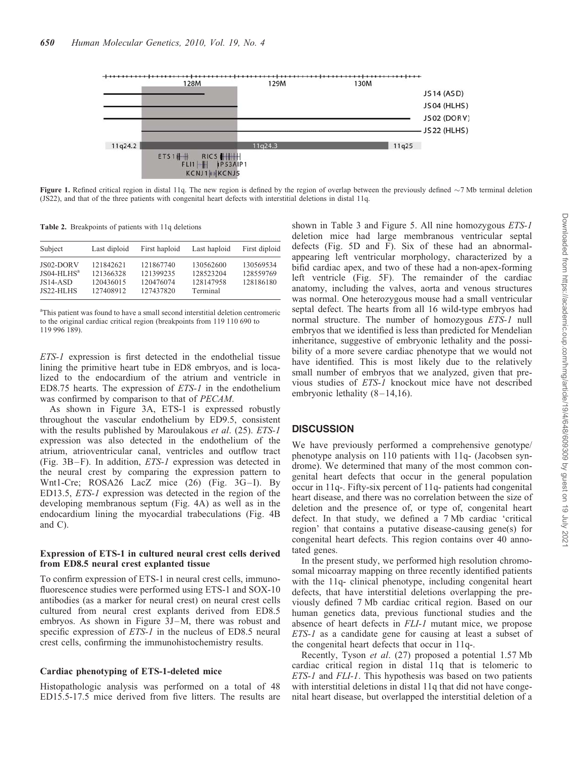**Figure 1.** Refined critical region in distal 11q. The new region is defined by the region of overlap between the previously defined ~7 Mb terminal deletion (JS22), and that of the three patients with congenital heart defects with interstitial deletions in distal 11q.

**Table 2.** Breakpoints of patients with 11q deletions

| Subject | Last diploid | First haploid | Last haploid | First diploid |
|---|---|---|---|---|
| JS02-DORV | 121842621 | 121867740 | 130562600 | 130569534 |
| JS04-HLHS[a] | 121366328 | 121399235 | 128523204 | 128559769 |
| JS14-ASD | 120436015 | 120476074 | 128147958 | 128186180 |
| JS22-HLHS | 127408912 | 127437820 | Terminal | |

[a]This patient was found to have a small second interstitial deletion centromeric to the original cardiac critical region (breakpoints from 119 110 690 to 119 996 189).

*ETS-1* expression is first detected in the endothelial tissue lining the primitive heart tube in ED8 embryos, and is localized to the endocardium of the atrium and ventricle in ED8.75 hearts. The expression of *ETS-1* in the endothelium was confirmed by comparison to that of *PECAM*.

As shown in Figure 3A, ETS-1 is expressed robustly throughout the vascular endothelium by ED9.5, consistent with the results published by Maroulakous *et al*. (25). *ETS-1* expression was also detected in the endothelium of the atrium, atrioventricular canal, ventricles and outflow tract (Fig. 3B–F). In addition, *ETS-1* expression was detected in the neural crest by comparing the expression pattern to Wnt1-Cre; ROSA26 LacZ mice (26) (Fig. 3G–I). By ED13.5, *ETS-1* expression was detected in the region of the developing membranous septum (Fig. 4A) as well as in the endocardium lining the myocardial trabeculations (Fig. 4B and C).

### Expression of ETS-1 in cultured neural crest cells derived from ED8.5 neural crest explanted tissue

To confirm expression of ETS-1 in neural crest cells, immunofluorescence studies were performed using ETS-1 and SOX-10 antibodies (as a marker for neural crest) on neural crest cells cultured from neural crest explants derived from ED8.5 embryos. As shown in Figure 3J–M, there was robust and specific expression of *ETS-1* in the nucleus of ED8.5 neural crest cells, confirming the immunohistochemistry results.

### Cardiac phenotyping of ETS-1-deleted mice

Histopathologic analysis was performed on a total of 48 ED15.5-17.5 mice derived from five litters. The results are shown in Table 3 and Figure 5. All nine homozygous *ETS-1* deletion mice had large membranous ventricular septal defects (Fig. 5D and F). Six of these had an abnormal-appearing left ventricular morphology, characterized by a bifid cardiac apex, and two of these had a non-apex-forming left ventricle (Fig. 5F). The remainder of the cardiac anatomy, including the valves, aorta and venous structures was normal. One heterozygous mouse had a small ventricular septal defect. The hearts from all 16 wild-type embryos had normal structure. The number of homozygous *ETS-1* null embryos that we identified is less than predicted for Mendelian inheritance, suggestive of embryonic lethality and the possibility of a more severe cardiac phenotype that we would not have identified. This is most likely due to the relatively small number of embryos that we analyzed, given that previous studies of *ETS-1* knockout mice have not described embryonic lethality (8–14,16).

## DISCUSSION

We have previously performed a comprehensive genotype/phenotype analysis on 110 patients with 11q- (Jacobsen syndrome). We determined that many of the most common congenital heart defects that occur in the general population occur in 11q-. Fifty-six percent of 11q- patients had congenital heart disease, and there was no correlation between the size of deletion and the presence of, or type of, congenital heart defect. In that study, we defined a 7 Mb cardiac 'critical region' that contains a putative disease-causing gene(s) for congenital heart defects. This region contains over 40 annotated genes.

In the present study, we performed high resolution chromosomal micoarray mapping on three recently identified patients with the 11q- clinical phenotype, including congenital heart defects, that have interstitial deletions overlapping the previously defined 7 Mb cardiac critical region. Based on our human genetics data, previous functional studies and the absence of heart defects in *FLI-1* mutant mice, we propose *ETS-1* as a candidate gene for causing at least a subset of the congenital heart defects that occur in 11q-.

Recently, Tyson *et al*. (27) proposed a potential 1.57 Mb cardiac critical region in distal 11q that is telomeric to *ETS-1* and *FLI-1*. This hypothesis was based on two patients with interstitial deletions in distal 11q that did not have congenital heart disease, but overlapped the interstitial deletion of a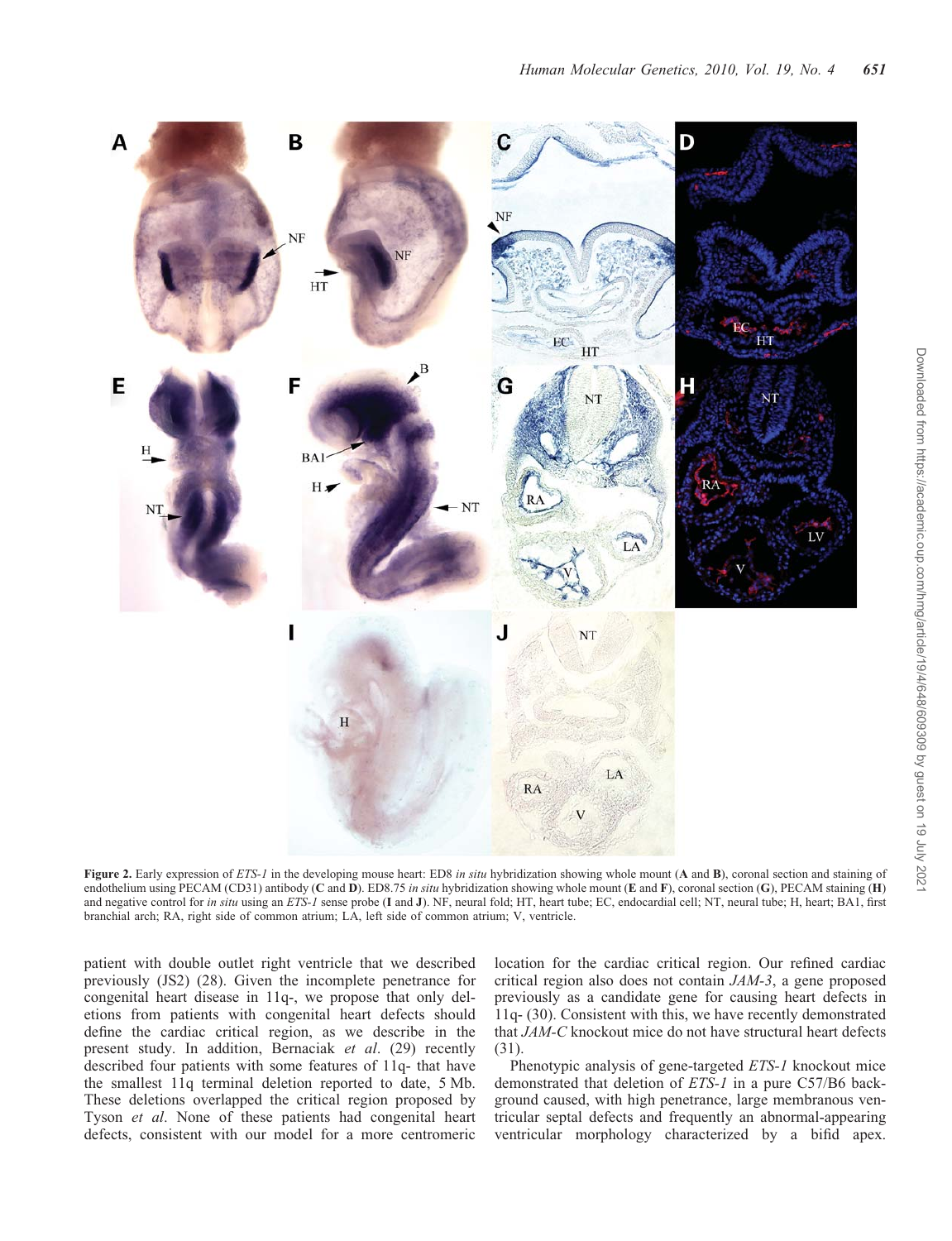**Figure 2.** Early expression of *ETS-1* in the developing mouse heart: ED8 *in situ* hybridization showing whole mount (**A** and **B**), coronal section and staining of endothelium using PECAM (CD31) antibody (**C** and **D**). ED8.75 *in situ* hybridization showing whole mount (**E** and **F**), coronal section (**G**), PECAM staining (**H**) and negative control for *in situ* using an *ETS-1* sense probe (**I** and **J**). NF, neural fold; HT, heart tube; EC, endocardial cell; NT, neural tube; H, heart; BA1, first branchial arch; RA, right side of common atrium; LA, left side of common atrium; V, ventricle.

patient with double outlet right ventricle that we described previously (JS2) (28). Given the incomplete penetrance for congenital heart disease in 11q-, we propose that only deletions from patients with congenital heart defects should define the cardiac critical region, as we describe in the present study. In addition, Bernaciak *et al*. (29) recently described four patients with some features of 11q- that have the smallest 11q terminal deletion reported to date, 5 Mb. These deletions overlapped the critical region proposed by Tyson *et al*. None of these patients had congenital heart defects, consistent with our model for a more centromeric location for the cardiac critical region. Our refined cardiac critical region also does not contain *JAM-3*, a gene proposed previously as a candidate gene for causing heart defects in 11q- (30). Consistent with this, we have recently demonstrated that *JAM-C* knockout mice do not have structural heart defects (31).

Phenotypic analysis of gene-targeted *ETS-1* knockout mice demonstrated that deletion of *ETS-1* in a pure C57/B6 background caused, with high penetrance, large membranous ventricular septal defects and frequently an abnormal-appearing ventricular morphology characterized by a bifid apex.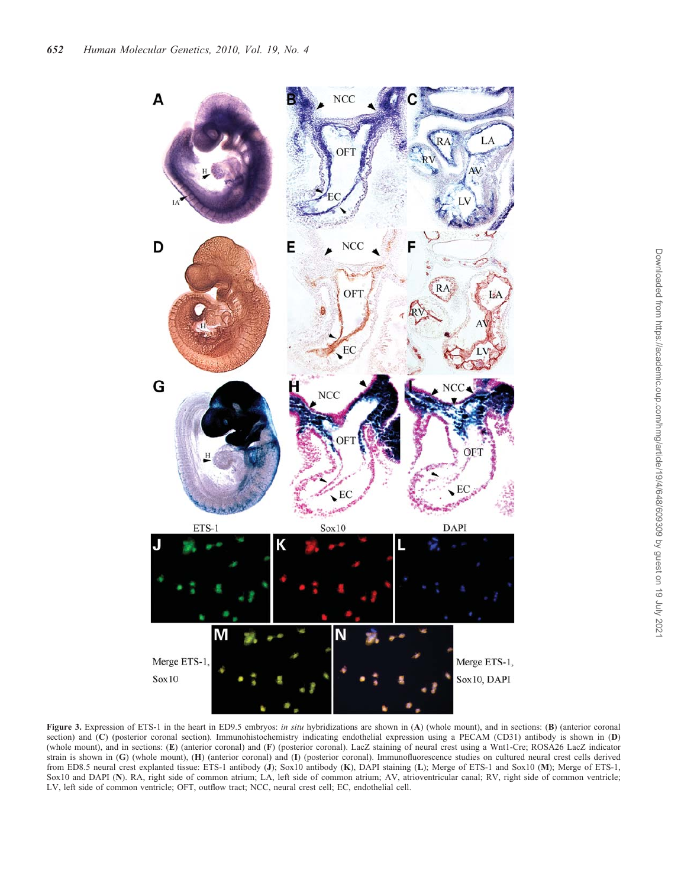**Figure 3.** Expression of ETS-1 in the heart in ED9.5 embryos: *in situ* hybridizations are shown in (**A**) (whole mount), and in sections: (**B**) (anterior coronal section) and (**C**) (posterior coronal section). Immunohistochemistry indicating endothelial expression using a PECAM (CD31) antibody is shown in (**D**) (whole mount), and in sections: (**E**) (anterior coronal) and (**F**) (posterior coronal). LacZ staining of neural crest using a Wnt1-Cre; ROSA26 LacZ indicator strain is shown in (**G**) (whole mount), (**H**) (anterior coronal) and (**I**) (posterior coronal). Immunofluorescence studies on cultured neural crest cells derived from ED8.5 neural crest explanted tissue: ETS-1 antibody (**J**); Sox10 antibody (**K**), DAPI staining (**L**); Merge of ETS-1 and Sox10 (**M**); Merge of ETS-1, Sox10 and DAPI (**N**). RA, right side of common atrium; LA, left side of common atrium; AV, atrioventricular canal; RV, right side of common ventricle; LV, left side of common ventricle; OFT, outflow tract; NCC, neural crest cell; EC, endothelial cell.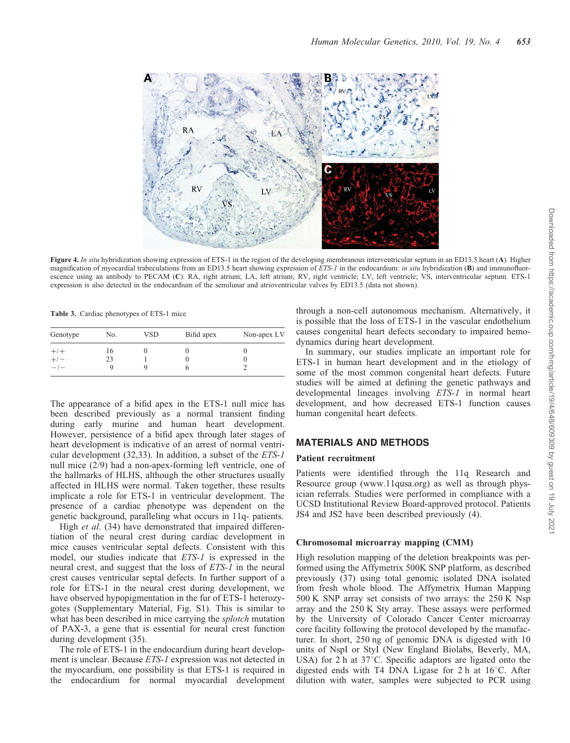**Figure 4.** *In situ* hybridization showing expression of ETS-1 in the region of the developing membranous interventricular septum in an ED13.5 heart (**A**). Higher magnification of myocardial trabeculations from an ED13.5 heart showing expression of *ETS-1* in the endocardium: *in situ* hybridization (**B**) and immunofluorescence using an antibody to PECAM (**C**). RA, right atrium; LA, left atrium; RV, right ventricle; LV, left ventricle; VS, interventricular septum. ETS-1 expression is also detected in the endocardium of the semilunar and atrioventricular valves by ED13.5 (data not shown).

**Table 3.** Cardiac phenotypes of ETS-1 mice

| Genotype | No. | VSD | Bifid apex | Non-apex LV |
|---|---|---|---|---|
| +/+ | 16 | 0 | 0 | 0 |
| +/− | 23 | 1 | 0 | 0 |
| −/− | 9 | 9 | 6 | 2 |

The appearance of a bifid apex in the ETS-1 null mice has been described previously as a normal transient finding during early murine and human heart development. However, persistence of a bifid apex through later stages of heart development is indicative of an arrest of normal ventricular development (32,33). In addition, a subset of the *ETS-1* null mice (2/9) had a non-apex-forming left ventricle, one of the hallmarks of HLHS, although the other structures usually affected in HLHS were normal. Taken together, these results implicate a role for ETS-1 in ventricular development. The presence of a cardiac phenotype was dependent on the genetic background, paralleling what occurs in 11q- patients.

High *et al*. (34) have demonstrated that impaired differentiation of the neural crest during cardiac development in mice causes ventricular septal defects. Consistent with this model, our studies indicate that *ETS-1* is expressed in the neural crest, and suggest that the loss of *ETS-1* in the neural crest causes ventricular septal defects. In further support of a role for ETS-1 in the neural crest during development, we have observed hypopigmentation in the fur of ETS-1 heterozygotes (Supplementary Material, Fig. S1). This is similar to what has been described in mice carrying the *splotch* mutation of PAX-3, a gene that is essential for neural crest function during development (35).

The role of ETS-1 in the endocardium during heart development is unclear. Because *ETS-1* expression was not detected in the myocardium, one possibility is that ETS-1 is required in the endocardium for normal myocardial development through a non-cell autonomous mechanism. Alternatively, it is possible that the loss of ETS-1 in the vascular endothelium causes congenital heart defects secondary to impaired hemodynamics during heart development.

In summary, our studies implicate an important role for ETS-1 in human heart development and in the etiology of some of the most common congenital heart defects. Future studies will be aimed at defining the genetic pathways and developmental lineages involving *ETS-1* in normal heart development, and how decreased ETS-1 function causes human congenital heart defects.

## MATERIALS AND METHODS

### Patient recruitment

Patients were identified through the 11q Research and Resource group (www.11qusa.org) as well as through physician referrals. Studies were performed in compliance with a UCSD Institutional Review Board-approved protocol. Patients JS4 and JS2 have been described previously (4).

### Chromosomal microarray mapping (CMM)

High resolution mapping of the deletion breakpoints was performed using the Affymetrix 500K SNP platform, as described previously (37) using total genomic isolated DNA isolated from fresh whole blood. The Affymetrix Human Mapping 500 K SNP array set consists of two arrays: the 250 K Nsp array and the 250 K Sty array. These assays were performed by the University of Colorado Cancer Center microarray core facility following the protocol developed by the manufacturer. In short, 250 ng of genomic DNA is digested with 10 units of NspI or StyI (New England Biolabs, Beverly, MA, USA) for 2 h at 37°C. Specific adaptors are ligated onto the digested ends with T4 DNA Ligase for 2 h at 16°C. After dilution with water, samples were subjected to PCR using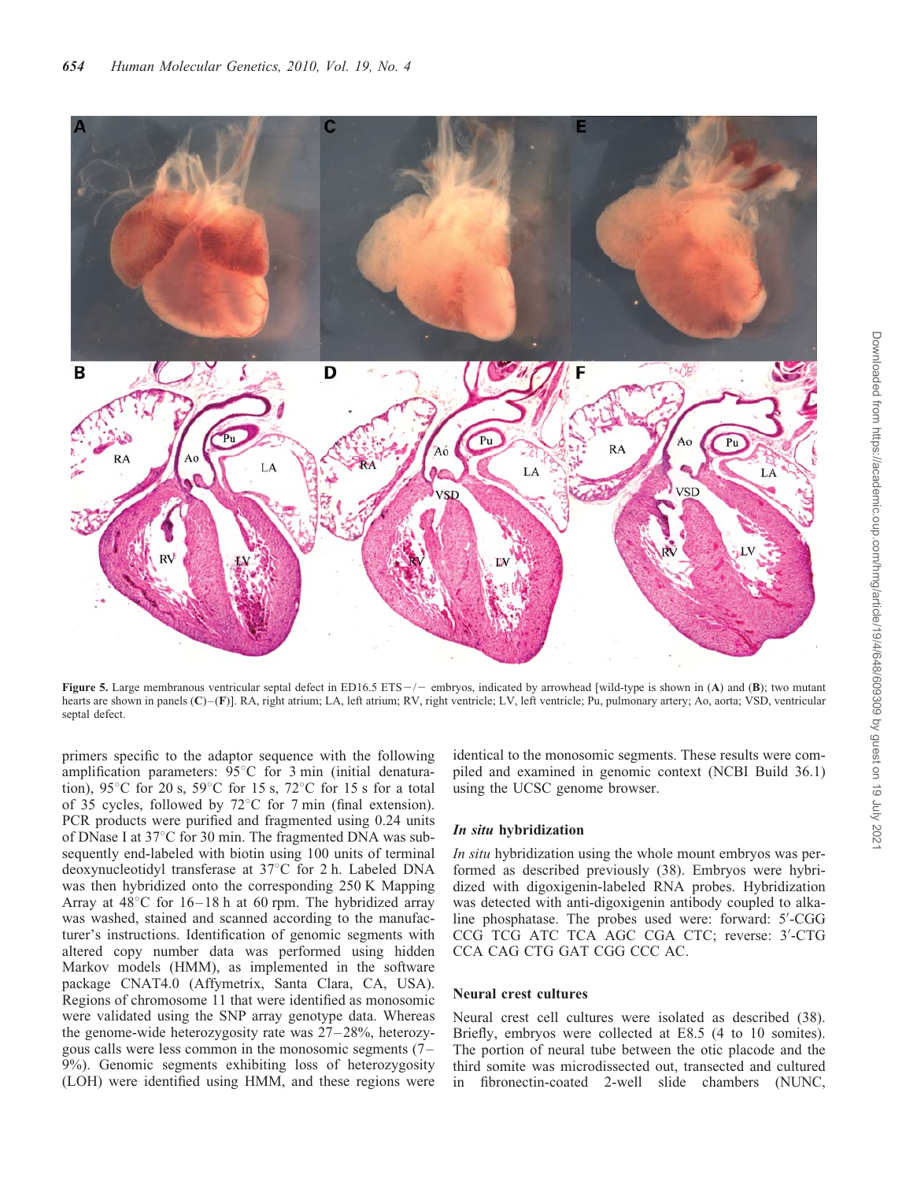Figure 5. Large membranous ventricular septal defect in ED16.5 ETS−/− embryos, indicated by arrowhead [wild-type is shown in (**A**) and (**B**); two mutant hearts are shown in panels (**C**)–(**F**)]. RA, right atrium; LA, left atrium; RV, right ventricle; LV, left ventricle; Pu, pulmonary artery; Ao, aorta; VSD, ventricular septal defect.

primers specific to the adaptor sequence with the following amplification parameters: 95°C for 3 min (initial denaturation), 95°C for 20 s, 59°C for 15 s, 72°C for 15 s for a total of 35 cycles, followed by 72°C for 7 min (final extension). PCR products were purified and fragmented using 0.24 units of DNase I at 37°C for 30 min. The fragmented DNA was subsequently end-labeled with biotin using 100 units of terminal deoxynucleotidyl transferase at 37°C for 2 h. Labeled DNA was then hybridized onto the corresponding 250 K Mapping Array at 48°C for 16–18 h at 60 rpm. The hybridized array was washed, stained and scanned according to the manufacturer's instructions. Identification of genomic segments with altered copy number data was performed using hidden Markov models (HMM), as implemented in the software package CNAT4.0 (Affymetrix, Santa Clara, CA, USA). Regions of chromosome 11 that were identified as monosomic were validated using the SNP array genotype data. Whereas the genome-wide heterozygosity rate was 27–28%, heterozygous calls were less common in the monosomic segments (7–9%). Genomic segments exhibiting loss of heterozygosity (LOH) were identified using HMM, and these regions were identical to the monosomic segments. These results were compiled and examined in genomic context (NCBI Build 36.1) using the UCSC genome browser.

### *In situ* hybridization

*In situ* hybridization using the whole mount embryos was performed as described previously (38). Embryos were hybridized with digoxigenin-labeled RNA probes. Hybridization was detected with anti-digoxigenin antibody coupled to alkaline phosphatase. The probes used were: forward: 5′-CGG CCG TCG ATC TCA AGC CGA CTC; reverse: 3′-CTG CCA CAG CTG GAT CGG CCC AC.

### Neural crest cultures

Neural crest cell cultures were isolated as described (38). Briefly, embryos were collected at E8.5 (4 to 10 somites). The portion of neural tube between the otic placode and the third somite was microdissected out, transected and cultured in fibronectin-coated 2-well slide chambers (NUNC,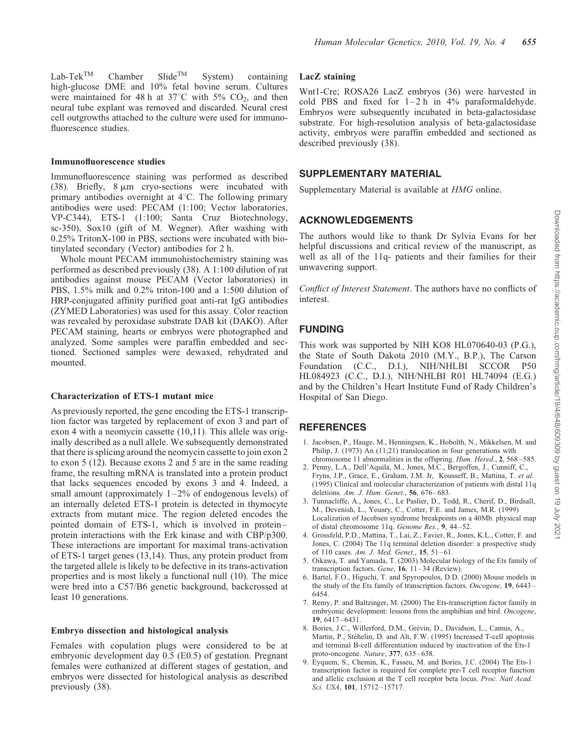Lab-Tek™ Chamber Slide™ System) containing high-glucose DME and 10% fetal bovine serum. Cultures were maintained for 48 h at 37°C with 5% $CO_2$, and then neural tube explant was removed and discarded. Neural crest cell outgrowths attached to the culture were used for immunofluorescence studies.

### Immunofluorescence studies

Immunofluorescence staining was performed as described (38). Briefly, 8 μm cryo-sections were incubated with primary antibodies overnight at 4°C. The following primary antibodies were used: PECAM (1:100; Vector laboratories, VP-C344), ETS-1 (1:100; Santa Cruz Biotechnology, sc-350), Sox10 (gift of M. Wegner). After washing with 0.25% TritonX-100 in PBS, sections were incubated with biotinylated secondary (Vector) antibodies for 2 h.

Whole mount PECAM immunohistochemistry staining was performed as described previously (38). A 1:100 dilution of rat antibodies against mouse PECAM (Vector laboratories) in PBS, 1.5% milk and 0.2% triton-100 and a 1:500 dilution of HRP-conjugated affinity purified goat anti-rat IgG antibodies (ZYMED Laboratories) was used for this assay. Color reaction was revealed by peroxidase substrate DAB kit (DAKO). After PECAM staining, hearts or embryos were photographed and analyzed. Some samples were paraffin embedded and sectioned. Sectioned samples were dewaxed, rehydrated and mounted.

### Characterization of ETS-1 mutant mice

As previously reported, the gene encoding the ETS-1 transcription factor was targeted by replacement of exon 3 and part of exon 4 with a neomycin cassette (10,11). This allele was originally described as a null allele. We subsequently demonstrated that there is splicing around the neomycin cassette to join exon 2 to exon 5 (12). Because exons 2 and 5 are in the same reading frame, the resulting mRNA is translated into a protein product that lacks sequences encoded by exons 3 and 4. Indeed, a small amount (approximately 1–2% of endogenous levels) of an internally deleted ETS-1 protein is detected in thymocyte extracts from mutant mice. The region deleted encodes the pointed domain of ETS-1, which is involved in protein–protein interactions with the Erk kinase and with CBP/p300. These interactions are important for maximal trans-activation of ETS-1 target genes (13,14). Thus, any protein product from the targeted allele is likely to be defective in its trans-activation properties and is most likely a functional null (10). The mice were bred into a C57/B6 genetic background, backcrossed at least 10 generations.

### Embryo dissection and histological analysis

Females with copulation plugs were considered to be at embryonic development day 0.5 (E0.5) of gestation. Pregnant females were euthanized at different stages of gestation, and embryos were dissected for histological analysis as described previously (38).

### LacZ staining

Wnt1-Cre; ROSA26 LacZ embryos (36) were harvested in cold PBS and fixed for 1–2 h in 4% paraformaldehyde. Embryos were subsequently incubated in beta-galactosidase substrate. For high-resolution analysis of beta-galactosidase activity, embryos were paraffin embedded and sectioned as described previously (38).

## SUPPLEMENTARY MATERIAL

Supplementary Material is available at *HMG* online.

## ACKNOWLEDGEMENTS

The authors would like to thank Dr Sylvia Evans for her helpful discussions and critical review of the manuscript, as well as all of the 11q- patients and their families for their unwavering support.

*Conflict of Interest Statement*. The authors have no conflicts of interest.

## FUNDING

This work was supported by NIH KO8 HL070640-03 (P.G.), the State of South Dakota 2010 (M.Y., B.P.), The Carson Foundation (C.C., D.I.), NIH/NHLBI SCCOR P50 HL084923 (C.C., D.I.), NIH/NHLBI R01 HL74094 (E.G.) and by the Children's Heart Institute Fund of Rady Children's Hospital of San Diego.

## REFERENCES

1. Jacobsen, P., Hauge, M., Henningsen, K., Hobolth, N., Mikkelsen, M. and Philip, J. (1973) An (11;21) translocation in four generations with chromosome 11 abnormalities in the offspring. *Hum. Hered.*, **2**, 568–585.
2. Penny, L.A., Dell'Aquila, M., Jones, M.C., Bergoffen, J., Cunniff, C., Fryns, J.P., Grace, E., Graham, J.M. Jr, Kousseff, B., Mattina, T. *et al.* (1995) Clinical and molecular characterization of patients with distal 11q deletions. *Am. J. Hum. Genet.*, **56**, 676–683.
3. Tunnacliffe, A., Jones, C., Le Paslier, D., Todd, R., Cherif, D., Birdsall, M., Devenish, L., Yousry, C., Cotter, F.E. and James, M.R. (1999) Localization of Jacobsen syndrome breakpoints on a 40Mb. physical map of distal chromosome 11q. *Genome Res.*, **9**, 44–52.
4. Grossfeld, P.D., Mattina, T., Lai, Z., Favier, R., Jones, K.L., Cotter, F. and Jones, C. (2004) The 11q terminal deletion disorder: a prospective study of 110 cases. *Am. J. Med. Genet.*, **15**, 51–61.
5. Oikawa, T. and Yamada, T. (2003) Molecular biology of the Ets family of transcription factors. *Gene*, **16**, 11–34 (Review).
6. Bartel, F.O., Higuchi, T. and Spyropoulos, D.D. (2000) Mouse models in the study of the Ets family of transcription factors. *Oncogene*, **19**, 6443–6454.
7. Remy, P. and Baltzinger, M. (2000) The Ets-transcription factor family in embryonic development: lessons from the amphibian and bird. *Oncogene*, **19**, 6417–6431.
8. Bories, J.C., Willerford, D.M., Grévin, D., Davidson, L., Camus, A., Martin, P., Stéhelin, D. and Alt, F.W. (1995) Increased T-cell apoptosis and terminal B-cell differentiation induced by inactivation of the Ets-1 proto-oncogene. *Nature*, **377**, 635–638.
9. Eyquem, S., Chemin, K., Fasseu, M. and Bories, J.C. (2004) The Ets-1 transcription factor is required for complete pre-T cell receptor function and allelic exclusion at the T cell receptor beta locus. *Proc. Natl Acad. Sci. USA*, **101**, 15712–15717.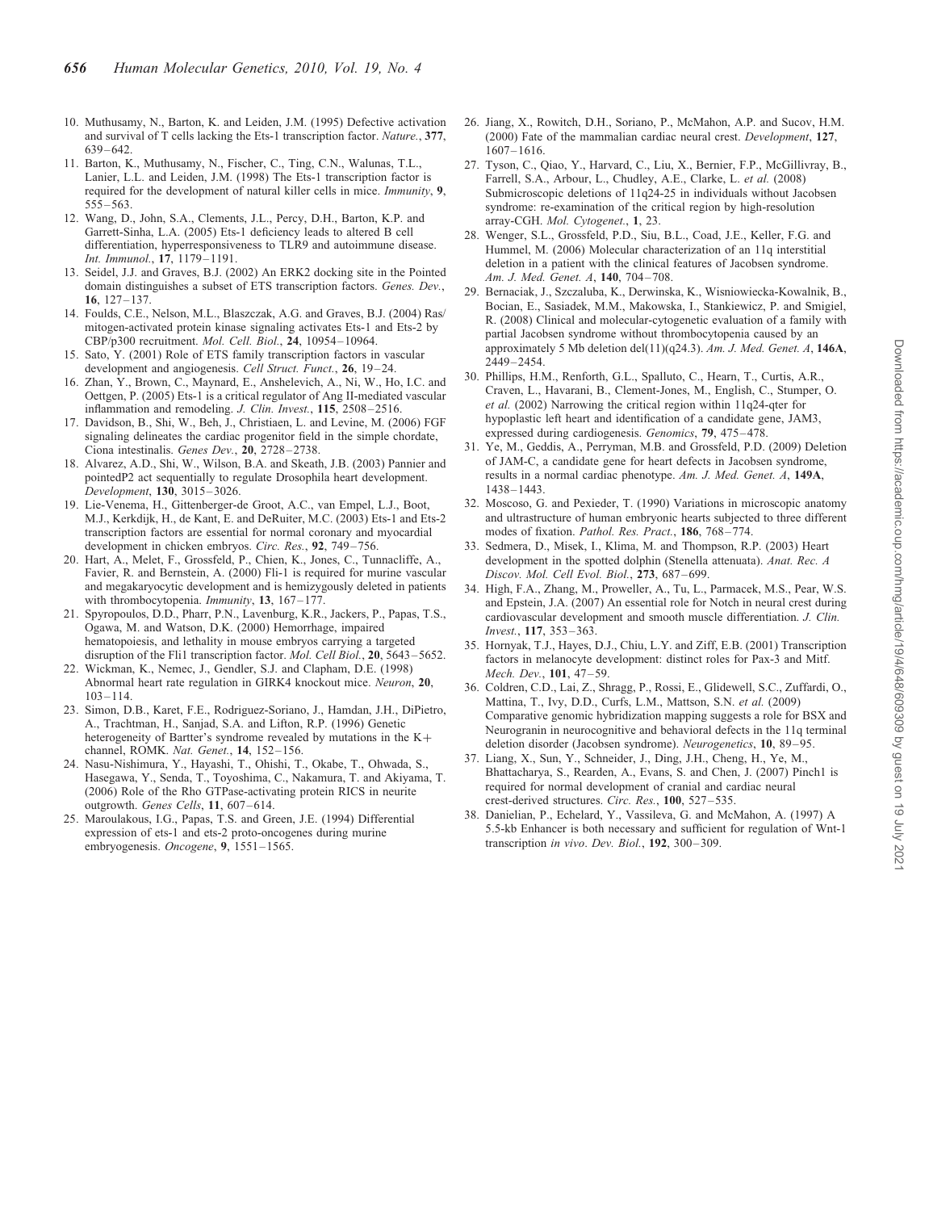10. Muthusamy, N., Barton, K. and Leiden, J.M. (1995) Defective activation and survival of T cells lacking the Ets-1 transcription factor. *Nature.*, **377**, 639–642.
11. Barton, K., Muthusamy, N., Fischer, C., Ting, C.N., Walunas, T.L., Lanier, L.L. and Leiden, J.M. (1998) The Ets-1 transcription factor is required for the development of natural killer cells in mice. *Immunity*, **9**, 555–563.
12. Wang, D., John, S.A., Clements, J.L., Percy, D.H., Barton, K.P. and Garrett-Sinha, L.A. (2005) Ets-1 deficiency leads to altered B cell differentiation, hyperresponsiveness to TLR9 and autoimmune disease. *Int. Immunol.*, **17**, 1179–1191.
13. Seidel, J.J. and Graves, B.J. (2002) An ERK2 docking site in the Pointed domain distinguishes a subset of ETS transcription factors. *Genes. Dev.*, **16**, 127–137.
14. Foulds, C.E., Nelson, M.L., Blaszczak, A.G. and Graves, B.J. (2004) Ras/mitogen-activated protein kinase signaling activates Ets-1 and Ets-2 by CBP/p300 recruitment. *Mol. Cell. Biol.*, **24**, 10954–10964.
15. Sato, Y. (2001) Role of ETS family transcription factors in vascular development and angiogenesis. *Cell Struct. Funct.*, **26**, 19–24.
16. Zhan, Y., Brown, C., Maynard, E., Anshelevich, A., Ni, W., Ho, I.C. and Oettgen, P. (2005) Ets-1 is a critical regulator of Ang II-mediated vascular inflammation and remodeling. *J. Clin. Invest.*, **115**, 2508–2516.
17. Davidson, B., Shi, W., Beh, J., Christiaen, L. and Levine, M. (2006) FGF signaling delineates the cardiac progenitor field in the simple chordate, Ciona intestinalis. *Genes Dev.*, **20**, 2728–2738.
18. Alvarez, A.D., Shi, W., Wilson, B.A. and Skeath, J.B. (2003) Pannier and pointedP2 act sequentially to regulate Drosophila heart development. *Development*, **130**, 3015–3026.
19. Lie-Venema, H., Gittenberger-de Groot, A.C., van Empel, L.J., Boot, M.J., Kerkdijk, H., de Kant, E. and DeRuiter, M.C. (2003) Ets-1 and Ets-2 transcription factors are essential for normal coronary and myocardial development in chicken embryos. *Circ. Res.*, **92**, 749–756.
20. Hart, A., Melet, F., Grossfeld, P., Chien, K., Jones, C., Tunnacliffe, A., Favier, R. and Bernstein, A. (2000) Fli-1 is required for murine vascular and megakaryocytic development and is hemizygously deleted in patients with thrombocytopenia. *Immunity*, **13**, 167–177.
21. Spyropoulos, D.D., Pharr, P.N., Lavenburg, K.R., Jackers, P., Papas, T.S., Ogawa, M. and Watson, D.K. (2000) Hemorrhage, impaired hematopoiesis, and lethality in mouse embryos carrying a targeted disruption of the Fli1 transcription factor. *Mol. Cell Biol.*, **20**, 5643–5652.
22. Wickman, K., Nemec, J., Gendler, S.J. and Clapham, D.E. (1998) Abnormal heart rate regulation in GIRK4 knockout mice. *Neuron*, **20**, 103–114.
23. Simon, D.B., Karet, F.E., Rodriguez-Soriano, J., Hamdan, J.H., DiPietro, A., Trachtman, H., Sanjad, S.A. and Lifton, R.P. (1996) Genetic heterogeneity of Bartter's syndrome revealed by mutations in the K+ channel, ROMK. *Nat. Genet.*, **14**, 152–156.
24. Nasu-Nishimura, Y., Hayashi, T., Ohishi, T., Okabe, T., Ohwada, S., Hasegawa, Y., Senda, T., Toyoshima, C., Nakamura, T. and Akiyama, T. (2006) Role of the Rho GTPase-activating protein RICS in neurite outgrowth. *Genes Cells*, **11**, 607–614.
25. Maroulakous, I.G., Papas, T.S. and Green, J.E. (1994) Differential expression of ets-1 and ets-2 proto-oncogenes during murine embryogenesis. *Oncogene*, **9**, 1551–1565.
26. Jiang, X., Rowitch, D.H., Soriano, P., McMahon, A.P. and Sucov, H.M. (2000) Fate of the mammalian cardiac neural crest. *Development*, **127**, 1607–1616.
27. Tyson, C., Qiao, Y., Harvard, C., Liu, X., Bernier, F.P., McGillivray, B., Farrell, S.A., Arbour, L., Chudley, A.E., Clarke, L. *et al.* (2008) Submicroscopic deletions of 11q24-25 in individuals without Jacobsen syndrome: re-examination of the critical region by high-resolution array-CGH. *Mol. Cytogenet.*, **1**, 23.
28. Wenger, S.L., Grossfeld, P.D., Siu, B.L., Coad, J.E., Keller, F.G. and Hummel, M. (2006) Molecular characterization of an 11q interstitial deletion in a patient with the clinical features of Jacobsen syndrome. *Am. J. Med. Genet. A*, **140**, 704–708.
29. Bernaciak, J., Szczaluba, K., Derwinska, K., Wisniowiecka-Kowalnik, B., Bocian, E., Sasiadek, M.M., Makowska, I., Stankiewicz, P. and Smigiel, R. (2008) Clinical and molecular-cytogenetic evaluation of a family with partial Jacobsen syndrome without thrombocytopenia caused by an approximately 5 Mb deletion del(11)(q24.3). *Am. J. Med. Genet. A*, **146A**, 2449–2454.
30. Phillips, H.M., Renforth, G.L., Spalluto, C., Hearn, T., Curtis, A.R., Craven, L., Havarani, B., Clement-Jones, M., English, C., Stumper, O. *et al.* (2002) Narrowing the critical region within 11q24-qter for hypoplastic left heart and identification of a candidate gene, JAM3, expressed during cardiogenesis. *Genomics*, **79**, 475–478.
31. Ye, M., Geddis, A., Perryman, M.B. and Grossfeld, P.D. (2009) Deletion of JAM-C, a candidate gene for heart defects in Jacobsen syndrome, results in a normal cardiac phenotype. *Am. J. Med. Genet. A*, **149A**, 1438–1443.
32. Moscoso, G. and Pexieder, T. (1990) Variations in microscopic anatomy and ultrastructure of human embryonic hearts subjected to three different modes of fixation. *Pathol. Res. Pract.*, **186**, 768–774.
33. Sedmera, D., Misek, I., Klima, M. and Thompson, R.P. (2003) Heart development in the spotted dolphin (Stenella attenuata). *Anat. Rec. A Discov. Mol. Cell Evol. Biol.*, **273**, 687–699.
34. High, F.A., Zhang, M., Proweller, A., Tu, L., Parmacek, M.S., Pear, W.S. and Epstein, J.A. (2007) An essential role for Notch in neural crest during cardiovascular development and smooth muscle differentiation. *J. Clin. Invest.*, **117**, 353–363.
35. Hornyak, T.J., Hayes, D.J., Chiu, L.Y. and Ziff, E.B. (2001) Transcription factors in melanocyte development: distinct roles for Pax-3 and Mitf. *Mech. Dev.*, **101**, 47–59.
36. Coldren, C.D., Lai, Z., Shragg, P., Rossi, E., Glidewell, S.C., Zuffardi, O., Mattina, T., Ivy, D.D., Curfs, L.M., Mattson, S.N. *et al.* (2009) Comparative genomic hybridization mapping suggests a role for BSX and Neurogranin in neurocognitive and behavioral defects in the 11q terminal deletion disorder (Jacobsen syndrome). *Neurogenetics*, **10**, 89–95.
37. Liang, X., Sun, Y., Schneider, J., Ding, J.H., Cheng, H., Ye, M., Bhattacharya, S., Rearden, A., Evans, S. and Chen, J. (2007) Pinch1 is required for normal development of cranial and cardiac neural crest-derived structures. *Circ. Res.*, **100**, 527–535.
38. Danielian, P., Echelard, Y., Vassileva, G. and McMahon, A. (1997) A 5.5-kb Enhancer is both necessary and sufficient for regulation of Wnt-1 transcription *in vivo*. *Dev. Biol.*, **192**, 300–309.